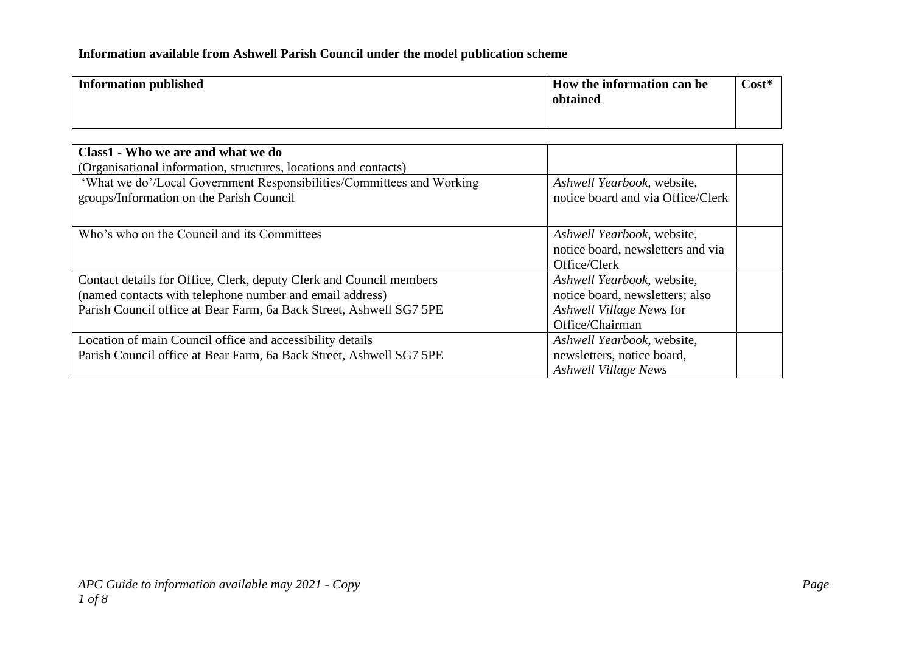**Information available from Ashwell Parish Council under the model publication scheme**

| Information published | How the information can be obtained | Cost* |
| --- | --- | --- |
| **Class1 - Who we are and what we do**<br>(Organisational information, structures, locations and contacts) | | |
| 'What we do'/Local Government Responsibilities/Committees and Working groups/Information on the Parish Council | *Ashwell Yearbook*, website, notice board and via Office/Clerk | |
| Who's who on the Council and its Committees | *Ashwell Yearbook*, website, notice board, newsletters and via Office/Clerk | |
| Contact details for Office, Clerk, deputy Clerk and Council members<br>(named contacts with telephone number and email address)<br>Parish Council office at Bear Farm, 6a Back Street, Ashwell SG7 5PE | *Ashwell Yearbook*, website, notice board, newsletters; also *Ashwell Village News* for Office/Chairman | |
| Location of main Council office and accessibility details<br>Parish Council office at Bear Farm, 6a Back Street, Ashwell SG7 5PE | *Ashwell Yearbook*, website, newsletters, notice board, *Ashwell Village News* | |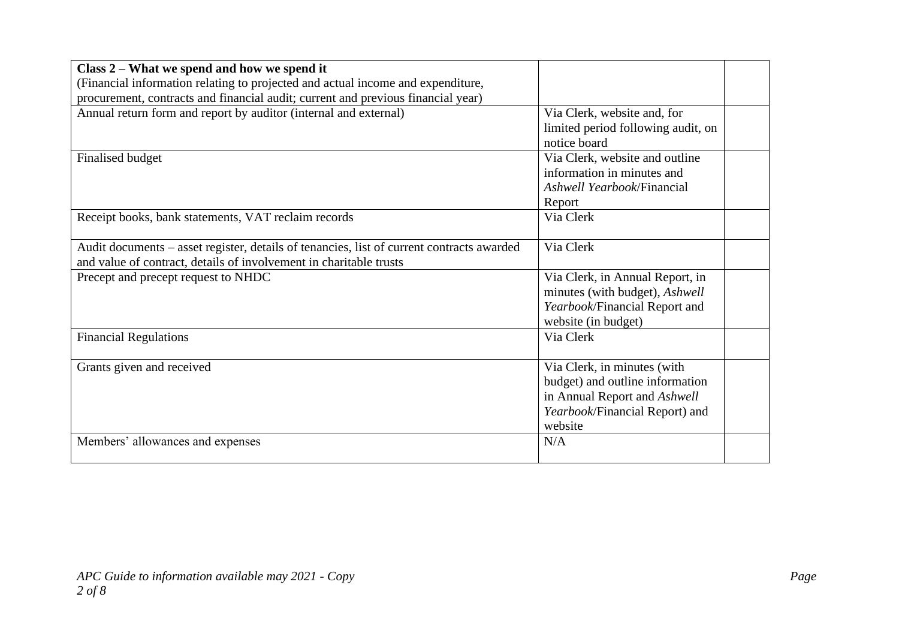| **Class 2 – What we spend and how we spend it**<br>(Financial information relating to projected and actual income and expenditure, procurement, contracts and financial audit; current and previous financial year) | | |
| --- | --- | --- |
| Annual return form and report by auditor (internal and external) | Via Clerk, website and, for limited period following audit, on notice board | |
| Finalised budget | Via Clerk, website and outline information in minutes and *Ashwell Yearbook*/Financial Report | |
| Receipt books, bank statements, VAT reclaim records | Via Clerk | |
| Audit documents – asset register, details of tenancies, list of current contracts awarded and value of contract, details of involvement in charitable trusts | Via Clerk | |
| Precept and precept request to NHDC | Via Clerk, in Annual Report, in minutes (with budget), *Ashwell Yearbook*/Financial Report and website (in budget) | |
| Financial Regulations | Via Clerk | |
| Grants given and received | Via Clerk, in minutes (with budget) and outline information in Annual Report and *Ashwell Yearbook*/Financial Report) and website | |
| Members' allowances and expenses | N/A | |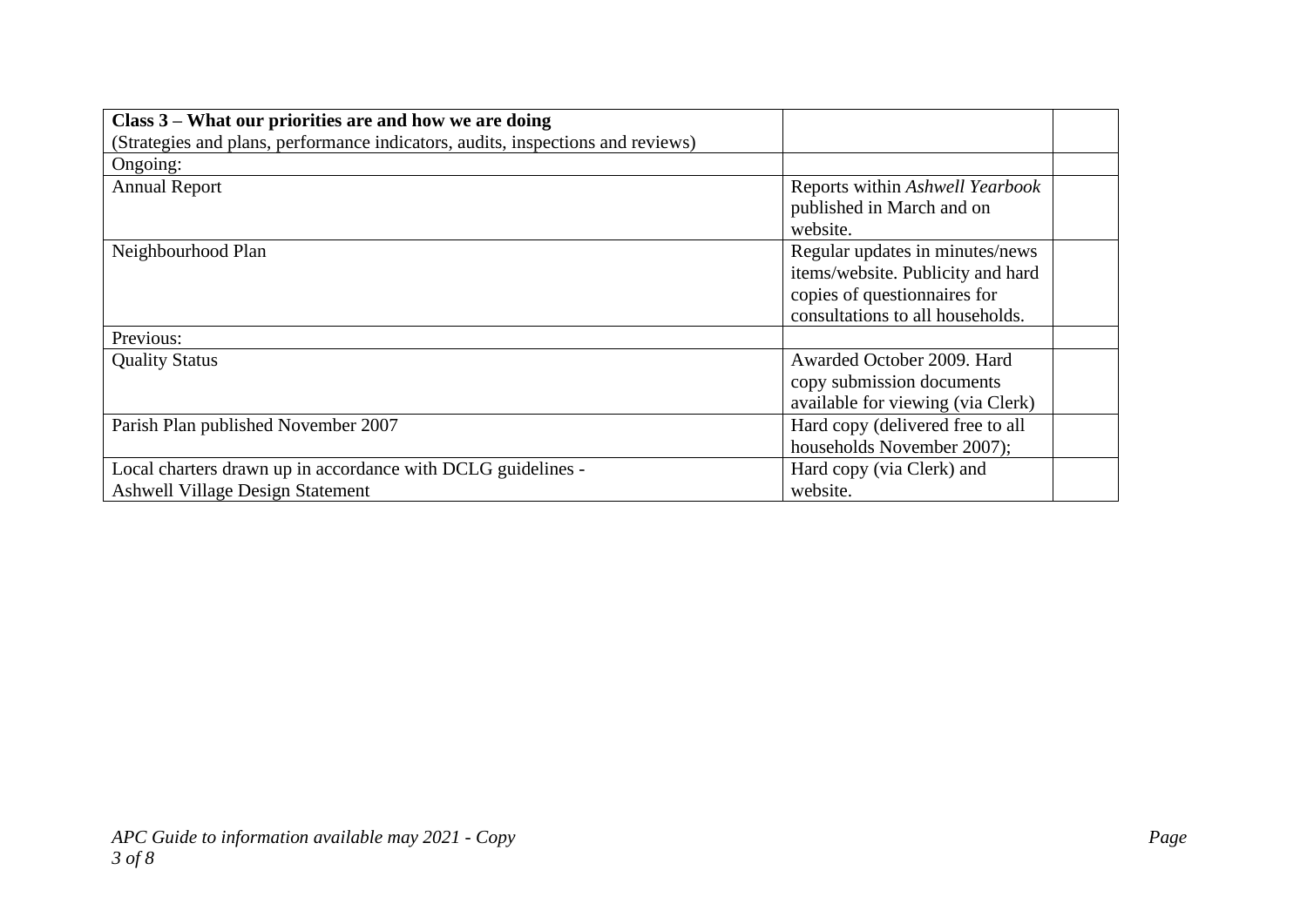| **Class 3 – What our priorities are and how we are doing** (Strategies and plans, performance indicators, audits, inspections and reviews) | | |
|---|---|---|
| Ongoing: | | |
| Annual Report | Reports within *Ashwell Yearbook* published in March and on website. | |
| Neighbourhood Plan | Regular updates in minutes/news items/website. Publicity and hard copies of questionnaires for consultations to all households. | |
| Previous: | | |
| Quality Status | Awarded October 2009. Hard copy submission documents available for viewing (via Clerk) | |
| Parish Plan published November 2007 | Hard copy (delivered free to all households November 2007); | |
| Local charters drawn up in accordance with DCLG guidelines - Ashwell Village Design Statement | Hard copy (via Clerk) and website. | |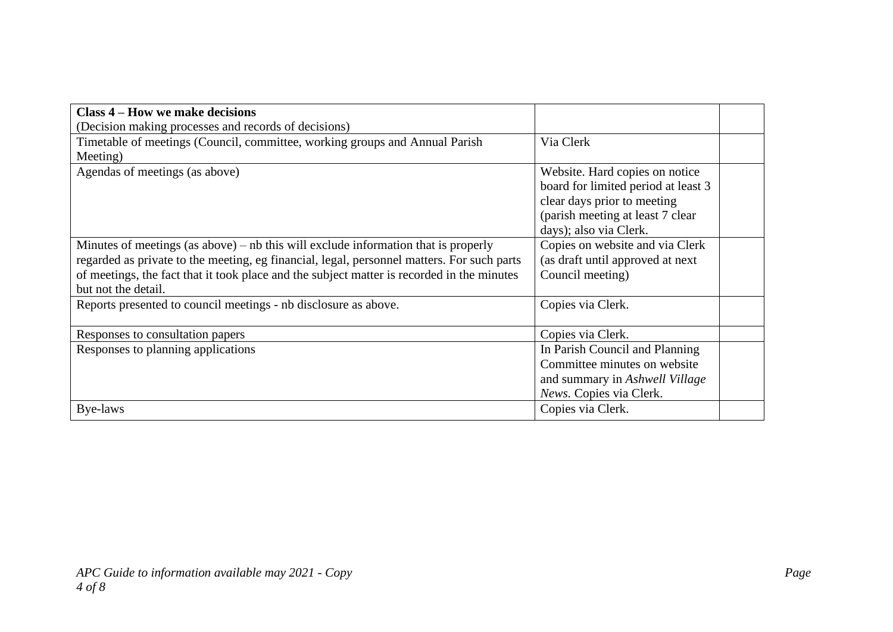| **Class 4 – How we make decisions**<br>(Decision making processes and records of decisions) | | |
|---|---|---|
| Timetable of meetings (Council, committee, working groups and Annual Parish Meeting) | Via Clerk | |
| Agendas of meetings (as above) | Website. Hard copies on notice board for limited period at least 3 clear days prior to meeting (parish meeting at least 7 clear days); also via Clerk. | |
| Minutes of meetings (as above) – nb this will exclude information that is properly regarded as private to the meeting, eg financial, legal, personnel matters. For such parts of meetings, the fact that it took place and the subject matter is recorded in the minutes but not the detail. | Copies on website and via Clerk (as draft until approved at next Council meeting) | |
| Reports presented to council meetings - nb disclosure as above. | Copies via Clerk. | |
| Responses to consultation papers | Copies via Clerk. | |
| Responses to planning applications | In Parish Council and Planning Committee minutes on website and summary in *Ashwell Village News.* Copies via Clerk. | |
| Bye-laws | Copies via Clerk. | |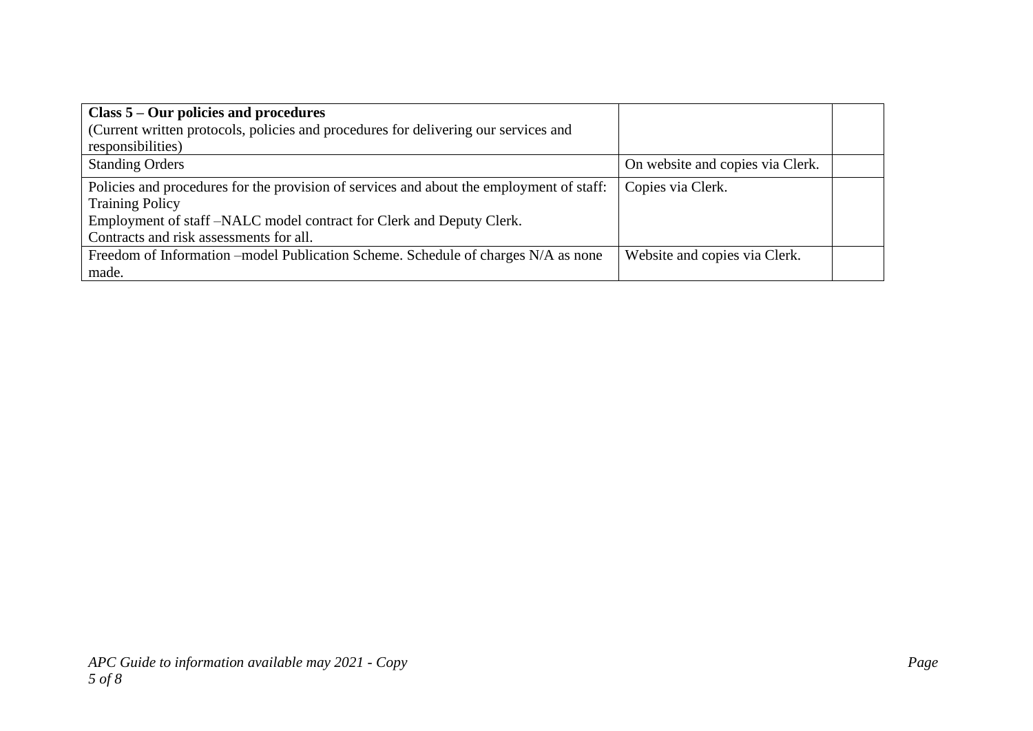| **Class 5 – Our policies and procedures**<br>(Current written protocols, policies and procedures for delivering our services and responsibilities) | | |
|---|---|---|
| Standing Orders | On website and copies via Clerk. | |
| Policies and procedures for the provision of services and about the employment of staff:<br>Training Policy<br>Employment of staff –NALC model contract for Clerk and Deputy Clerk.<br>Contracts and risk assessments for all. | Copies via Clerk. | |
| Freedom of Information –model Publication Scheme. Schedule of charges N/A as none made. | Website and copies via Clerk. | |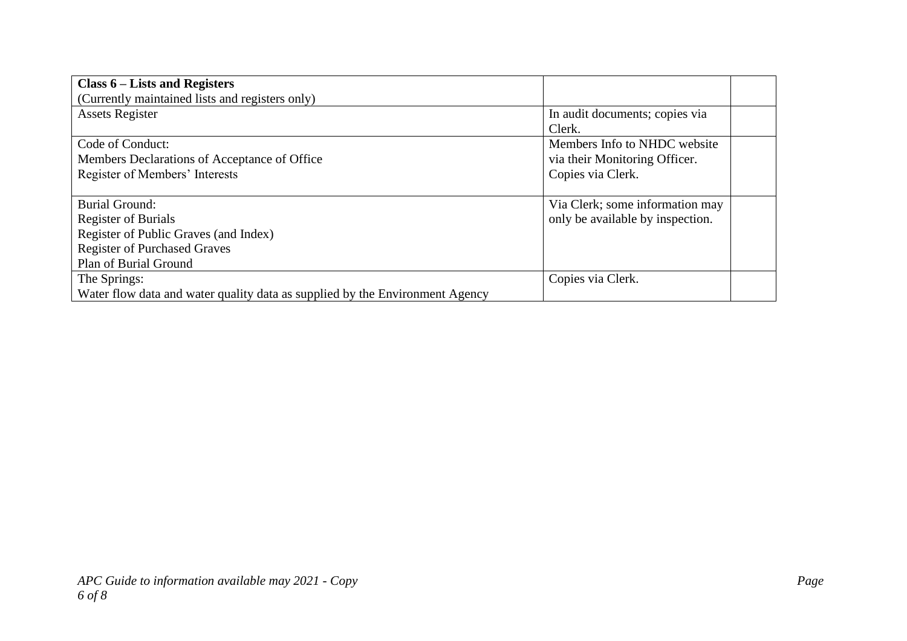| **Class 6 – Lists and Registers**<br>(Currently maintained lists and registers only) | | |
|---|---|---|
| Assets Register | In audit documents; copies via Clerk. | |
| Code of Conduct:<br>Members Declarations of Acceptance of Office<br>Register of Members' Interests | Members Info to NHDC website via their Monitoring Officer.<br>Copies via Clerk. | |
| Burial Ground:<br>Register of Burials<br>Register of Public Graves (and Index)<br>Register of Purchased Graves<br>Plan of Burial Ground | Via Clerk; some information may only be available by inspection. | |
| The Springs:<br>Water flow data and water quality data as supplied by the Environment Agency | Copies via Clerk. | |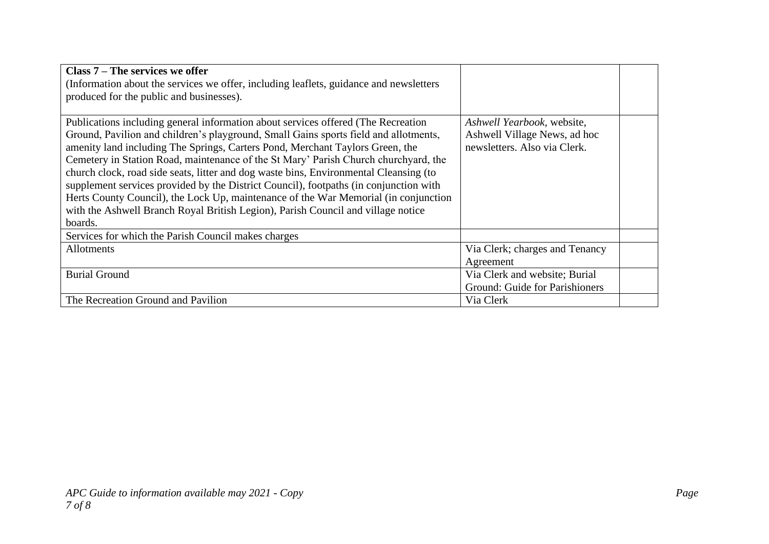| **Class 7 – The services we offer**<br>(Information about the services we offer, including leaflets, guidance and newsletters produced for the public and businesses). | | |
|---|---|---|
| Publications including general information about services offered (The Recreation Ground, Pavilion and children's playground, Small Gains sports field and allotments, amenity land including The Springs, Carters Pond, Merchant Taylors Green, the Cemetery in Station Road, maintenance of the St Mary' Parish Church churchyard, the church clock, road side seats, litter and dog waste bins, Environmental Cleansing (to supplement services provided by the District Council), footpaths (in conjunction with Herts County Council), the Lock Up, maintenance of the War Memorial (in conjunction with the Ashwell Branch Royal British Legion), Parish Council and village notice boards. | *Ashwell Yearbook*, website, Ashwell Village News, ad hoc newsletters. Also via Clerk. | |
| Services for which the Parish Council makes charges | | |
| Allotments | Via Clerk; charges and Tenancy Agreement | |
| Burial Ground | Via Clerk and website; Burial Ground: Guide for Parishioners | |
| The Recreation Ground and Pavilion | Via Clerk | |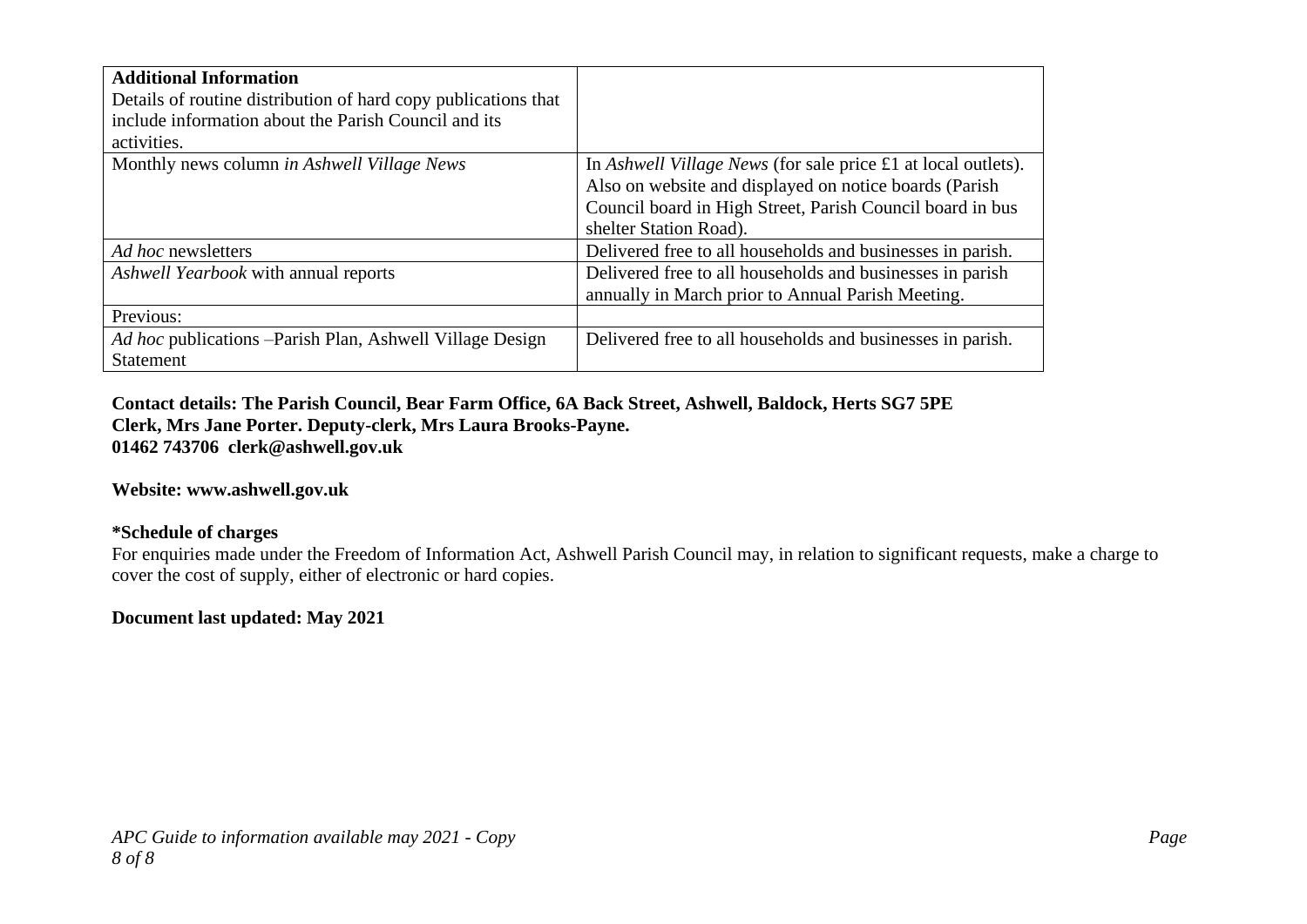| | |
|---|---|
| **Additional Information** Details of routine distribution of hard copy publications that include information about the Parish Council and its activities. | |
| Monthly news column *in Ashwell Village News* | In *Ashwell Village News* (for sale price £1 at local outlets). Also on website and displayed on notice boards (Parish Council board in High Street, Parish Council board in bus shelter Station Road). |
| *Ad hoc* newsletters | Delivered free to all households and businesses in parish. |
| *Ashwell Yearbook* with annual reports | Delivered free to all households and businesses in parish annually in March prior to Annual Parish Meeting. |
| Previous: | |
| *Ad hoc* publications –Parish Plan, Ashwell Village Design Statement | Delivered free to all households and businesses in parish. |

**Contact details: The Parish Council, Bear Farm Office, 6A Back Street, Ashwell, Baldock, Herts SG7 5PE**
**Clerk, Mrs Jane Porter. Deputy-clerk, Mrs Laura Brooks-Payne.**
**01462 743706 clerk@ashwell.gov.uk**

**Website: www.ashwell.gov.uk**

**\*Schedule of charges**
For enquiries made under the Freedom of Information Act, Ashwell Parish Council may, in relation to significant requests, make a charge to cover the cost of supply, either of electronic or hard copies.

**Document last updated: May 2021**